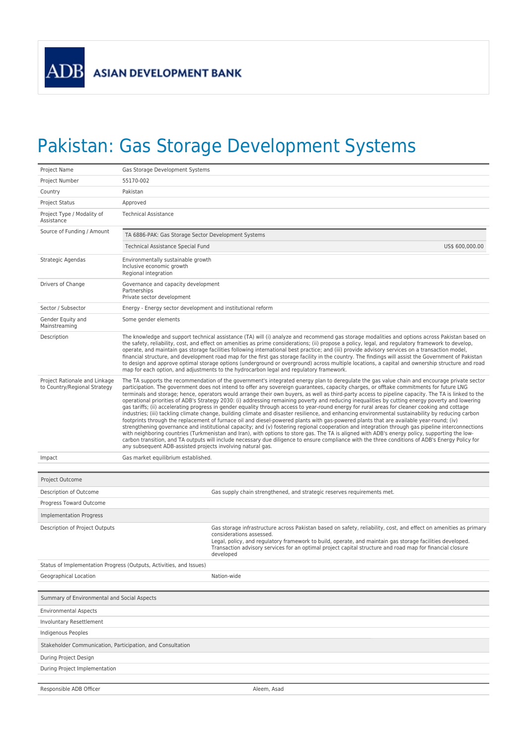ADB ASIAN DEVELOPMENT BANK

# Pakistan: Gas Storage Development Systems

| | |
|---|---|
| Project Name | Gas Storage Development Systems |
| Project Number | 55170-002 |
| Country | Pakistan |
| Project Status | Approved |
| Project Type / Modality of Assistance | Technical Assistance |
| Source of Funding / Amount | TA 6886-PAK: Gas Storage Sector Development Systems<br>Technical Assistance Special Fund US$ 600,000.00 |
| Strategic Agendas | Environmentally sustainable growth<br>Inclusive economic growth<br>Regional integration |
| Drivers of Change | Governance and capacity development<br>Partnerships<br>Private sector development |
| Sector / Subsector | Energy - Energy sector development and institutional reform |
| Gender Equity and Mainstreaming | Some gender elements |
| Description | The knowledge and support technical assistance (TA) will (i) analyze and recommend gas storage modalities and options across Pakistan based on the safety, reliability, cost, and effect on amenities as prime considerations; (ii) propose a policy, legal, and regulatory framework to develop, operate, and maintain gas storage facilities following international best practice; and (iii) provide advisory services on a transaction model, financial structure, and development road map for the first gas storage facility in the country. The findings will assist the Government of Pakistan to design and approve optimal storage options (underground or overground) across multiple locations, a capital and ownership structure and road map for each option, and adjustments to the hydrocarbon legal and regulatory framework. |
| Project Rationale and Linkage to Country/Regional Strategy | The TA supports the recommendation of the government's integrated energy plan to deregulate the gas value chain and encourage private sector participation. The government does not intend to offer any sovereign guarantees, capacity charges, or offtake commitments for future LNG terminals and storage; hence, operators would arrange their own buyers, as well as third-party access to pipeline capacity. The TA is linked to the operational priorities of ADB's Strategy 2030: (i) addressing remaining poverty and reducing inequalities by cutting energy poverty and lowering gas tariffs; (ii) accelerating progress in gender equality through access to year-round energy for rural areas for cleaner cooking and cottage industries; (iii) tackling climate change, building climate and disaster resilience, and enhancing environmental sustainability by reducing carbon footprints through the replacement of furnace oil and diesel-powered plants with gas-powered plants that are available year-round; (iv) strengthening governance and institutional capacity; and (v) fostering regional cooperation and integration through gas pipeline interconnections with neighboring countries (Turkmenistan and Iran), with options to store gas. The TA is aligned with ADB's energy policy, supporting the low-carbon transition, and TA outputs will include necessary due diligence to ensure compliance with the three conditions of ADB's Energy Policy for any subsequent ADB-assisted projects involving natural gas. |
| Impact | Gas market equilibrium established. |

| Project Outcome | |
|---|---|
| Description of Outcome | Gas supply chain strengthened, and strategic reserves requirements met. |
| Progress Toward Outcome | |
| **Implementation Progress** | |
| Description of Project Outputs | Gas storage infrastructure across Pakistan based on safety, reliability, cost, and effect on amenities as primary considerations assessed.<br>Legal, policy, and regulatory framework to build, operate, and maintain gas storage facilities developed.<br>Transaction advisory services for an optimal project capital structure and road map for financial closure developed |
| Status of Implementation Progress (Outputs, Activities, and Issues) | |
| Geographical Location | Nation-wide |

| Summary of Environmental and Social Aspects | |
|---|---|
| Environmental Aspects | |
| Involuntary Resettlement | |
| Indigenous Peoples | |
| **Stakeholder Communication, Participation, and Consultation** | |
| During Project Design | |
| During Project Implementation | |

| | |
|---|---|
| Responsible ADB Officer | Aleem, Asad |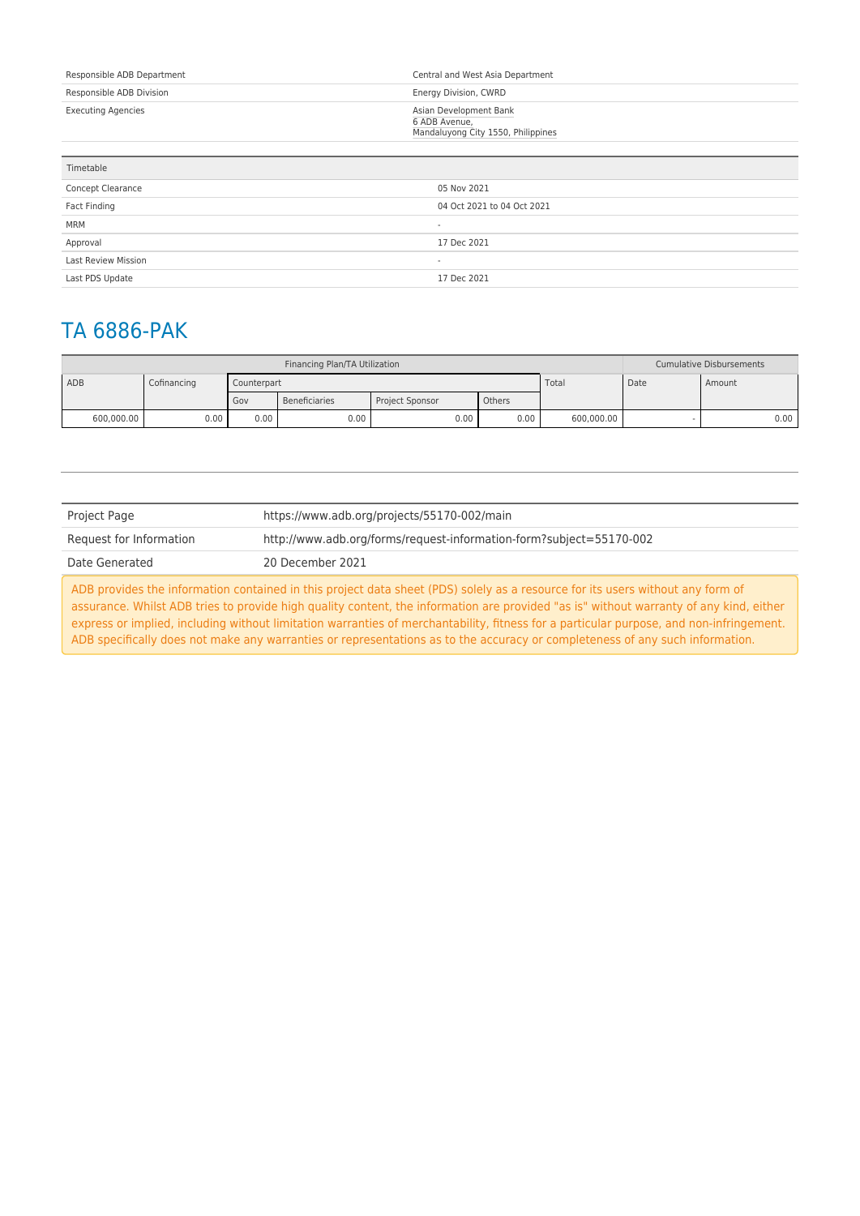| | |
|---|---|
| Responsible ADB Department | Central and West Asia Department |
| Responsible ADB Division | Energy Division, CWRD |
| Executing Agencies | Asian Development Bank<br>6 ADB Avenue,<br>Mandaluyong City 1550, Philippines |

| Timetable | |
|---|---|
| Concept Clearance | 05 Nov 2021 |
| Fact Finding | 04 Oct 2021 to 04 Oct 2021 |
| MRM | - |
| Approval | 17 Dec 2021 |
| Last Review Mission | - |
| Last PDS Update | 17 Dec 2021 |

## TA 6886-PAK

| Financing Plan/TA Utilization | | | | | | | Cumulative Disbursements | |
|---|---|---|---|---|---|---|---|---|
| ADB | Cofinancing | Counterpart | | | | Total | Date | Amount |
| | | Gov | Beneficiaries | Project Sponsor | Others | | | |
| 600,000.00 | 0.00 | 0.00 | 0.00 | 0.00 | 0.00 | 600,000.00 | - | 0.00 |

| | |
|---|---|
| Project Page | https://www.adb.org/projects/55170-002/main |
| Request for Information | http://www.adb.org/forms/request-information-form?subject=55170-002 |
| Date Generated | 20 December 2021 |

ADB provides the information contained in this project data sheet (PDS) solely as a resource for its users without any form of assurance. Whilst ADB tries to provide high quality content, the information are provided "as is" without warranty of any kind, either express or implied, including without limitation warranties of merchantability, fitness for a particular purpose, and non-infringement. ADB specifically does not make any warranties or representations as to the accuracy or completeness of any such information.